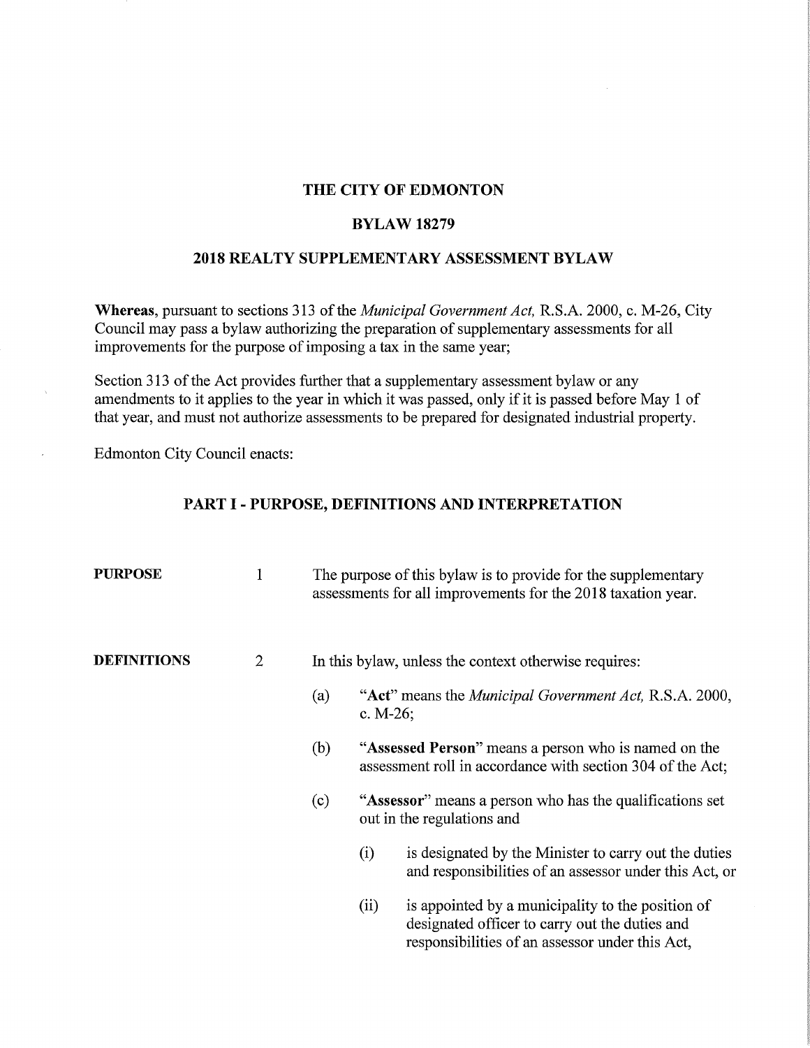# THE CITY OF EDMONTON

## BYLAW 18279

## 2018 REALTY SUPPLEMENTARY ASSESSMENT BYLAW

**Whereas**, pursuant to sections 313 of the *Municipal Government Act,* R.S.A. 2000, c. M-26, City Council may pass a bylaw authorizing the preparation of supplementary assessments for all improvements for the purpose of imposing a tax in the same year;

Section 313 of the Act provides further that a supplementary assessment bylaw or any amendments to it applies to the year in which it was passed, only if it is passed before May 1 of that year, and must not authorize assessments to be prepared for designated industrial property.

Edmonton City Council enacts:

## PART I - PURPOSE, DEFINITIONS AND INTERPRETATION

**PURPOSE**

1 The purpose of this bylaw is to provide for the supplementary assessments for all improvements for the 2018 taxation year.

**DEFINITIONS**

2 In this bylaw, unless the context otherwise requires:

(a) "**Act**" means the *Municipal Government Act,* R.S.A. 2000, c. M-26;

(b) "**Assessed Person**" means a person who is named on the assessment roll in accordance with section 304 of the Act;

(c) "**Assessor**" means a person who has the qualifications set out in the regulations and

(i) is designated by the Minister to carry out the duties and responsibilities of an assessor under this Act, or

(ii) is appointed by a municipality to the position of designated officer to carry out the duties and responsibilities of an assessor under this Act,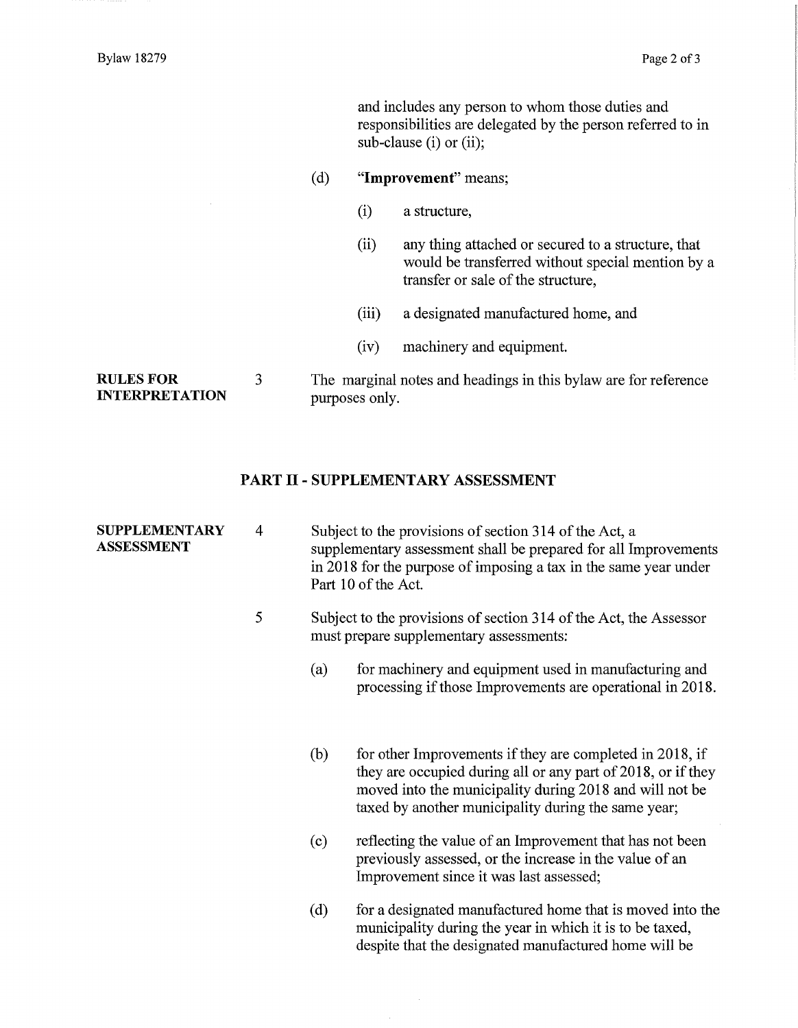and includes any person to whom those duties and responsibilities are delegated by the person referred to in sub-clause (i) or (ii);

(d) **"Improvement"** means;

(i) a structure,

(ii) any thing attached or secured to a structure, that would be transferred without special mention by a transfer or sale of the structure,

(iii) a designated manufactured home, and

(iv) machinery and equipment.

**RULES FOR INTERPRETATION**

3 The marginal notes and headings in this bylaw are for reference purposes only.

## PART II - SUPPLEMENTARY ASSESSMENT

**SUPPLEMENTARY ASSESSMENT**

4 Subject to the provisions of section 314 of the Act, a supplementary assessment shall be prepared for all Improvements in 2018 for the purpose of imposing a tax in the same year under Part 10 of the Act.

5 Subject to the provisions of section 314 of the Act, the Assessor must prepare supplementary assessments:

(a) for machinery and equipment used in manufacturing and processing if those Improvements are operational in 2018.

(b) for other Improvements if they are completed in 2018, if they are occupied during all or any part of 2018, or if they moved into the municipality during 2018 and will not be taxed by another municipality during the same year;

(c) reflecting the value of an Improvement that has not been previously assessed, or the increase in the value of an Improvement since it was last assessed;

(d) for a designated manufactured home that is moved into the municipality during the year in which it is to be taxed, despite that the designated manufactured home will be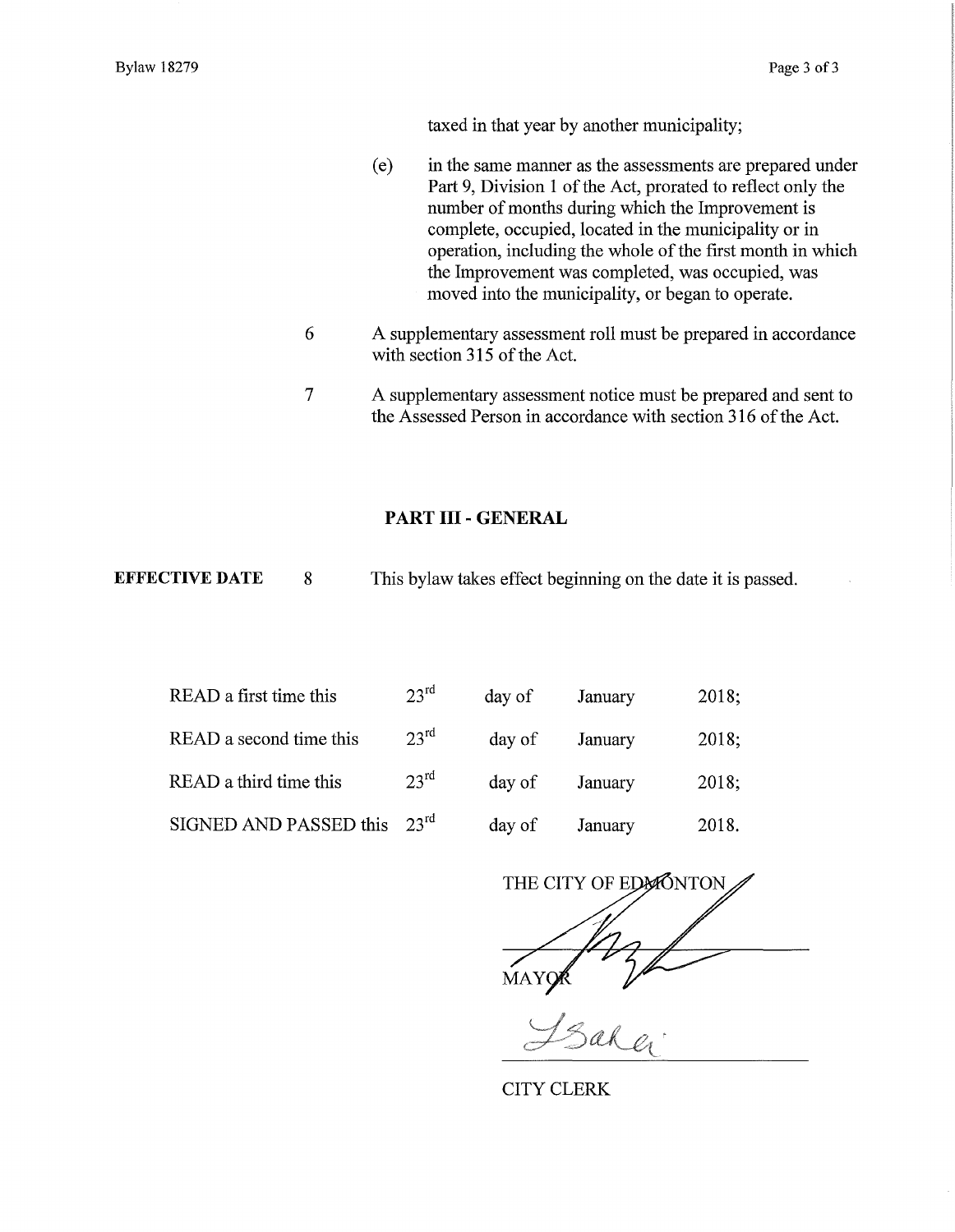taxed in that year by another municipality;

(e) in the same manner as the assessments are prepared under Part 9, Division 1 of the Act, prorated to reflect only the number of months during which the Improvement is complete, occupied, located in the municipality or in operation, including the whole of the first month in which the Improvement was completed, was occupied, was moved into the municipality, or began to operate.

6 A supplementary assessment roll must be prepared in accordance with section 315 of the Act.

7 A supplementary assessment notice must be prepared and sent to the Assessed Person in accordance with section 316 of the Act.

## PART III - GENERAL

**EFFECTIVE DATE** 8 This bylaw takes effect beginning on the date it is passed.

| | | | | |
|---|---|---|---|---|
| READ a first time this | 23rd | day of | January | 2018; |
| READ a second time this | 23rd | day of | January | 2018; |
| READ a third time this | 23rd | day of | January | 2018; |
| SIGNED AND PASSED this | 23rd | day of | January | 2018. |

THE CITY OF EDMONTON

MAYOR

CITY CLERK